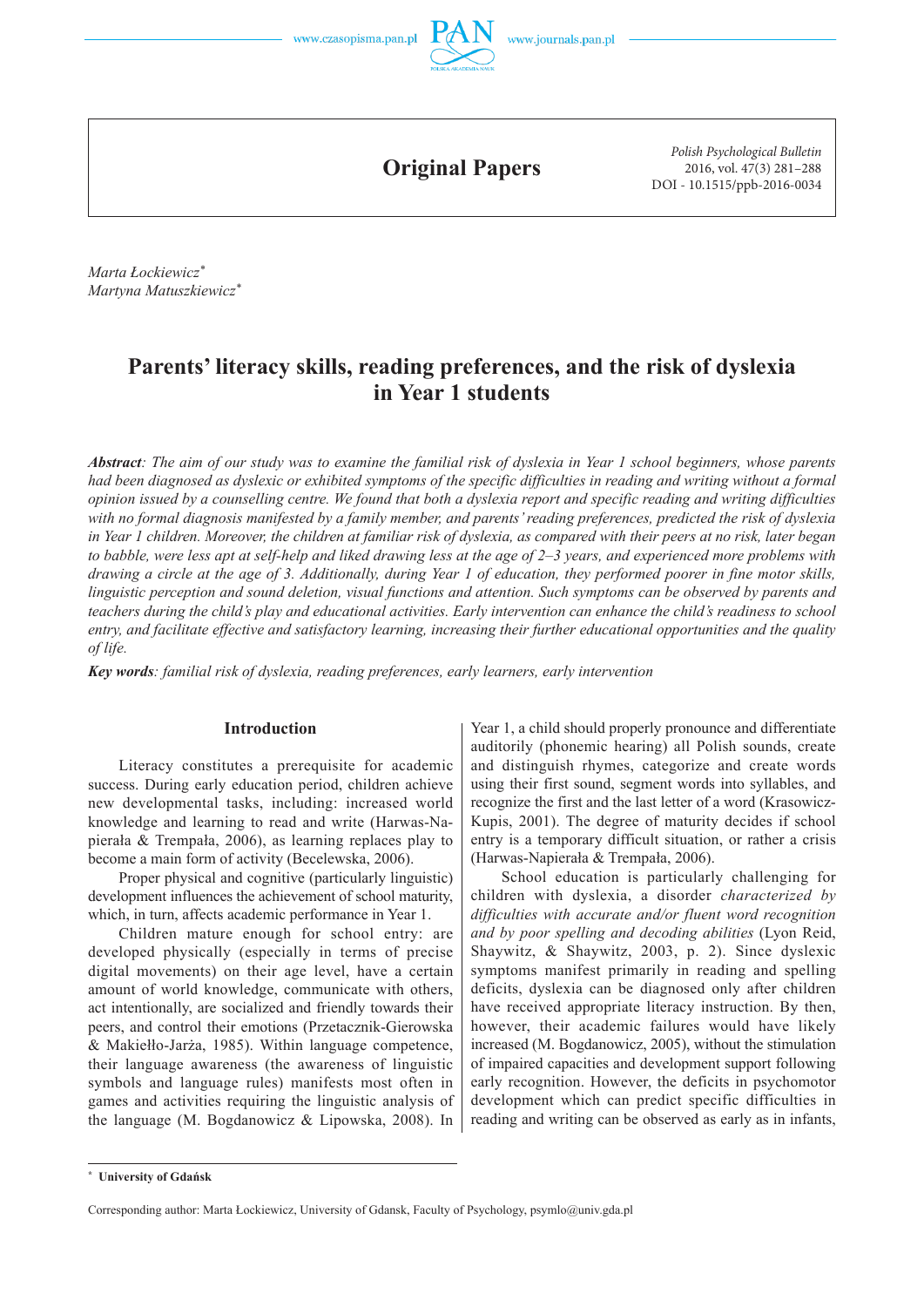Original Papers

*Marta Łockiewicz*[*]
*Martyna Matuszkiewicz*[*]

# Parents' literacy skills, reading preferences, and the risk of dyslexia in Year 1 students

***Abstract****: The aim of our study was to examine the familial risk of dyslexia in Year 1 school beginners, whose parents had been diagnosed as dyslexic or exhibited symptoms of the specific difficulties in reading and writing without a formal opinion issued by a counselling centre. We found that both a dyslexia report and specific reading and writing difficulties with no formal diagnosis manifested by a family member, and parents' reading preferences, predicted the risk of dyslexia in Year 1 children. Moreover, the children at familiar risk of dyslexia, as compared with their peers at no risk, later began to babble, were less apt at self-help and liked drawing less at the age of 2–3 years, and experienced more problems with drawing a circle at the age of 3. Additionally, during Year 1 of education, they performed poorer in fine motor skills, linguistic perception and sound deletion, visual functions and attention. Such symptoms can be observed by parents and teachers during the child's play and educational activities. Early intervention can enhance the child's readiness to school entry, and facilitate effective and satisfactory learning, increasing their further educational opportunities and the quality of life.*

***Key words****: familial risk of dyslexia, reading preferences, early learners, early intervention*

## Introduction

Literacy constitutes a prerequisite for academic success. During early education period, children achieve new developmental tasks, including: increased world knowledge and learning to read and write (Harwas-Napierała & Trempała, 2006), as learning replaces play to become a main form of activity (Becelewska, 2006).

Proper physical and cognitive (particularly linguistic) development influences the achievement of school maturity, which, in turn, affects academic performance in Year 1.

Children mature enough for school entry: are developed physically (especially in terms of precise digital movements) on their age level, have a certain amount of world knowledge, communicate with others, act intentionally, are socialized and friendly towards their peers, and control their emotions (Przetacznik-Gierowska & Makiełło-Jarża, 1985). Within language competence, their language awareness (the awareness of linguistic symbols and language rules) manifests most often in games and activities requiring the linguistic analysis of the language (M. Bogdanowicz & Lipowska, 2008). In Year 1, a child should properly pronounce and differentiate auditorily (phonemic hearing) all Polish sounds, create and distinguish rhymes, categorize and create words using their first sound, segment words into syllables, and recognize the first and the last letter of a word (Krasowicz-Kupis, 2001). The degree of maturity decides if school entry is a temporary difficult situation, or rather a crisis (Harwas-Napierała & Trempała, 2006).

School education is particularly challenging for children with dyslexia, a disorder *characterized by difficulties with accurate and/or fluent word recognition and by poor spelling and decoding abilities* (Lyon Reid, Shaywitz, & Shaywitz, 2003, p. 2). Since dyslexic symptoms manifest primarily in reading and spelling deficits, dyslexia can be diagnosed only after children have received appropriate literacy instruction. By then, however, their academic failures would have likely increased (M. Bogdanowicz, 2005), without the stimulation of impaired capacities and development support following early recognition. However, the deficits in psychomotor development which can predict specific difficulties in reading and writing can be observed as early as in infants,

[*] University of Gdańsk

Corresponding author: Marta Łockiewicz, University of Gdansk, Faculty of Psychology, psymlo@univ.gda.pl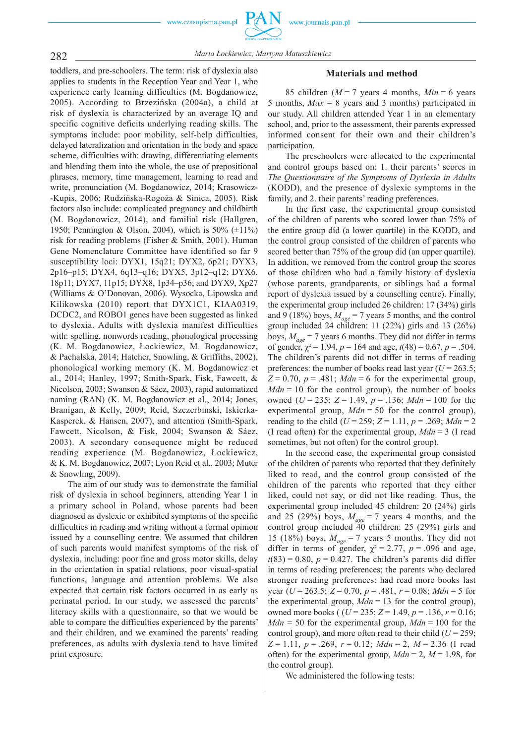toddlers, and pre-schoolers. The term: risk of dyslexia also applies to students in the Reception Year and Year 1, who experience early learning difficulties (M. Bogdanowicz, 2005). According to Brzezińska (2004a), a child at risk of dyslexia is characterized by an average IQ and specific cognitive deficits underlying reading skills. The symptoms include: poor mobility, self-help difficulties, delayed lateralization and orientation in the body and space scheme, difficulties with: drawing, differentiating elements and blending them into the whole, the use of prepositional phrases, memory, time management, learning to read and write, pronunciation (M. Bogdanowicz, 2014; Krasowicz-Kupis, 2006; Rudzińska-Rogoża & Sinica, 2005). Risk factors also include: complicated pregnancy and childbirth (M. Bogdanowicz, 2014), and familial risk (Hallgren, 1950; Pennington & Olson, 2004), which is 50% (±11%) risk for reading problems (Fisher & Smith, 2001). Human Gene Nomenclature Committee have identified so far 9 susceptibility loci: DYX1, 15q21; DYX2, 6p21; DYX3, 2p16–p15; DYX4, 6q13–q16; DYX5, 3p12–q12; DYX6, 18p11; DYX7, 11p15; DYX8, 1p34–p36; and DYX9, Xp27 (Williams & O'Donovan, 2006). Wysocka, Lipowska and Kilikowska (2010) report that DYX1C1, KIAA0319, DCDC2, and ROBO1 genes have been suggested as linked to dyslexia. Adults with dyslexia manifest difficulties with: spelling, nonwords reading, phonological processing (K. M. Bogdanowicz, Łockiewicz, M. Bogdanowicz, & Pachalska, 2014; Hatcher, Snowling, & Griffiths, 2002), phonological working memory (K. M. Bogdanowicz et al., 2014; Hanley, 1997; Smith-Spark, Fisk, Fawcett, & Nicolson, 2003; Swanson & Sáez, 2003), rapid automatized naming (RAN) (K. M. Bogdanowicz et al., 2014; Jones, Branigan, & Kelly, 2009; Reid, Szczerbinski, Iskierka-Kasperek, & Hansen, 2007), and attention (Smith-Spark, Fawcett, Nicolson, & Fisk, 2004; Swanson & Sáez, 2003). A secondary consequence might be reduced reading experience (M. Bogdanowicz, Łockiewicz, & K. M. Bogdanowicz, 2007; Lyon Reid et al., 2003; Muter & Snowling, 2009).

The aim of our study was to demonstrate the familial risk of dyslexia in school beginners, attending Year 1 in a primary school in Poland, whose parents had been diagnosed as dyslexic or exhibited symptoms of the specific difficulties in reading and writing without a formal opinion issued by a counselling centre. We assumed that children of such parents would manifest symptoms of the risk of dyslexia, including: poor fine and gross motor skills, delay in the orientation in spatial relations, poor visual-spatial functions, language and attention problems. We also expected that certain risk factors occurred in as early as perinatal period. In our study, we assessed the parents' literacy skills with a questionnaire, so that we would be able to compare the difficulties experienced by the parents' and their children, and we examined the parents' reading preferences, as adults with dyslexia tend to have limited print exposure.

## Materials and method

85 children ($M$ = 7 years 4 months, $Min$ = 6 years 5 months, $Max$ = 8 years and 3 months) participated in our study. All children attended Year 1 in an elementary school, and, prior to the assessment, their parents expressed informed consent for their own and their children's participation.

The preschoolers were allocated to the experimental and control groups based on: 1. their parents' scores in *The Questionnaire of the Symptoms of Dyslexia in Adults* (KODD), and the presence of dyslexic symptoms in the family, and 2. their parents' reading preferences.

In the first case, the experimental group consisted of the children of parents who scored lower than 75% of the entire group did (a lower quartile) in the KODD, and the control group consisted of the children of parents who scored better than 75% of the group did (an upper quartile). In addition, we removed from the control group the scores of those children who had a family history of dyslexia (whose parents, grandparents, or siblings had a formal report of dyslexia issued by a counselling centre). Finally, the experimental group included 26 children: 17 (34%) girls and 9 (18%) boys, $M_{age}$ = 7 years 5 months, and the control group included 24 children: 11 (22%) girls and 13 (26%) boys, $M_{age}$ = 7 years 6 months. They did not differ in terms of gender, $\chi^2$ = 1.94, $p$ = 164 and age, $t(48)$ = 0.67, $p$ = .504. The children's parents did not differ in terms of reading preferences: the number of books read last year ($U$ = 263.5; $Z$ = 0.70, $p$ = .481; $Mdn$ = 6 for the experimental group, $Mdn$ = 10 for the control group), the number of books owned ($U$ = 235; $Z$ = 1.49, $p$ = .136; $Mdn$ = 100 for the experimental group, $Mdn$ = 50 for the control group), reading to the child ($U$ = 259; $Z$ = 1.11, $p$ = .269; $Mdn$ = 2 (I read often) for the experimental group, $Mdn$ = 3 (I read sometimes, but not often) for the control group).

In the second case, the experimental group consisted of the children of parents who reported that they definitely liked to read, and the control group consisted of the children of the parents who reported that they either liked, could not say, or did not like reading. Thus, the experimental group included 45 children: 20 (24%) girls and 25 (29%) boys, $M_{age}$ = 7 years 4 months, and the control group included 40 children: 25 (29%) girls and 15 (18%) boys, $M_{age}$ = 7 years 5 months. They did not differ in terms of gender, $\chi^2$ = 2.77, $p$ = .096 and age, $t(83)$ = 0.80, $p$ = 0.427. The children's parents did differ in terms of reading preferences; the parents who declared stronger reading preferences: had read more books last year ($U$ = 263.5; $Z$ = 0.70, $p$ = .481, $r$ = 0.08; $Mdn$ = 5 for the experimental group, $Mdn$ = 13 for the control group), owned more books ( ($U$ = 235; $Z$ = 1.49, $p$ = .136, $r$ = 0.16; $Mdn$ = 50 for the experimental group, $Mdn$ = 100 for the control group), and more often read to their child ($U$ = 259; $Z$ = 1.11, $p$ = .269, $r$ = 0.12; $Mdn$ = 2, $M$ = 2.36 (I read often) for the experimental group, $Mdn$ = 2, $M$ = 1.98, for the control group).

We administered the following tests: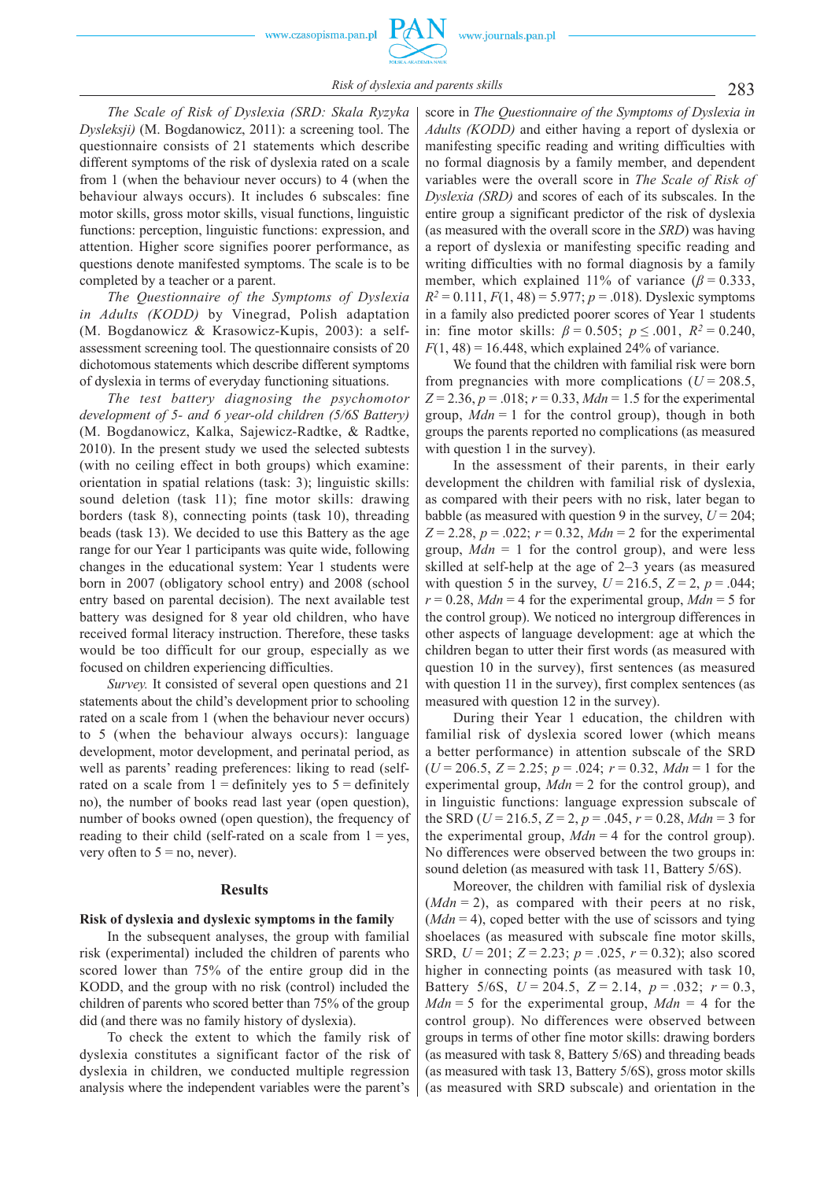*The Scale of Risk of Dyslexia (SRD: Skala Ryzyka Dysleksji)* (M. Bogdanowicz, 2011): a screening tool. The questionnaire consists of 21 statements which describe different symptoms of the risk of dyslexia rated on a scale from 1 (when the behaviour never occurs) to 4 (when the behaviour always occurs). It includes 6 subscales: fine motor skills, gross motor skills, visual functions, linguistic functions: perception, linguistic functions: expression, and attention. Higher score signifies poorer performance, as questions denote manifested symptoms. The scale is to be completed by a teacher or a parent.

*The Questionnaire of the Symptoms of Dyslexia in Adults (KODD)* by Vinegrad, Polish adaptation (M. Bogdanowicz & Krasowicz-Kupis, 2003): a self-assessment screening tool. The questionnaire consists of 20 dichotomous statements which describe different symptoms of dyslexia in terms of everyday functioning situations.

*The test battery diagnosing the psychomotor development of 5- and 6 year-old children (5/6S Battery)* (M. Bogdanowicz, Kalka, Sajewicz-Radtke, & Radtke, 2010). In the present study we used the selected subtests (with no ceiling effect in both groups) which examine: orientation in spatial relations (task: 3); linguistic skills: sound deletion (task 11); fine motor skills: drawing borders (task 8), connecting points (task 10), threading beads (task 13). We decided to use this Battery as the age range for our Year 1 participants was quite wide, following changes in the educational system: Year 1 students were born in 2007 (obligatory school entry) and 2008 (school entry based on parental decision). The next available test battery was designed for 8 year old children, who have received formal literacy instruction. Therefore, these tasks would be too difficult for our group, especially as we focused on children experiencing difficulties.

*Survey.* It consisted of several open questions and 21 statements about the child's development prior to schooling rated on a scale from 1 (when the behaviour never occurs) to 5 (when the behaviour always occurs): language development, motor development, and perinatal period, as well as parents' reading preferences: liking to read (self-rated on a scale from 1 = definitely yes to 5 = definitely no), the number of books read last year (open question), number of books owned (open question), the frequency of reading to their child (self-rated on a scale from 1 = yes, very often to 5 = no, never).

## Results

### Risk of dyslexia and dyslexic symptoms in the family

In the subsequent analyses, the group with familial risk (experimental) included the children of parents who scored lower than 75% of the entire group did in the KODD, and the group with no risk (control) included the children of parents who scored better than 75% of the group did (and there was no family history of dyslexia).

To check the extent to which the family risk of dyslexia constitutes a significant factor of the risk of dyslexia in children, we conducted multiple regression analysis where the independent variables were the parent's score in *The Questionnaire of the Symptoms of Dyslexia in Adults (KODD)* and either having a report of dyslexia or manifesting specific reading and writing difficulties with no formal diagnosis by a family member, and dependent variables were the overall score in *The Scale of Risk of Dyslexia (SRD)* and scores of each of its subscales. In the entire group a significant predictor of the risk of dyslexia (as measured with the overall score in the *SRD*) was having a report of dyslexia or manifesting specific reading and writing difficulties with no formal diagnosis by a family member, which explained 11% of variance ($\beta = 0.333$, $R^2 = 0.111$, $F(1, 48) = 5.977$; $p = .018$). Dyslexic symptoms in a family also predicted poorer scores of Year 1 students in: fine motor skills: $\beta = 0.505$; $p \leq .001$, $R^2 = 0.240$, $F(1, 48) = 16.448$, which explained 24% of variance.

We found that the children with familial risk were born from pregnancies with more complications ($U = 208.5$, $Z = 2.36$, $p = .018$; $r = 0.33$, $Mdn = 1.5$ for the experimental group, $Mdn = 1$ for the control group), though in both groups the parents reported no complications (as measured with question 1 in the survey).

In the assessment of their parents, in their early development the children with familial risk of dyslexia, as compared with their peers with no risk, later began to babble (as measured with question 9 in the survey, $U = 204$; $Z = 2.28$, $p = .022$; $r = 0.32$, $Mdn = 2$ for the experimental group, $Mdn = 1$ for the control group), and were less skilled at self-help at the age of 2–3 years (as measured with question 5 in the survey, $U = 216.5$, $Z = 2$, $p = .044$; $r = 0.28$, $Mdn = 4$ for the experimental group, $Mdn = 5$ for the control group). We noticed no intergroup differences in other aspects of language development: age at which the children began to utter their first words (as measured with question 10 in the survey), first sentences (as measured with question 11 in the survey), first complex sentences (as measured with question 12 in the survey).

During their Year 1 education, the children with familial risk of dyslexia scored lower (which means a better performance) in attention subscale of the SRD ($U = 206.5$, $Z = 2.25$; $p = .024$; $r = 0.32$, $Mdn = 1$ for the experimental group, $Mdn = 2$ for the control group), and in linguistic functions: language expression subscale of the SRD ($U = 216.5$, $Z = 2$, $p = .045$, $r = 0.28$, $Mdn = 4$ for the experimental group, $Mdn = 3$ for the control group). No differences were observed between the two groups in: sound deletion (as measured with task 11, Battery 5/6S).

Moreover, the children with familial risk of dyslexia ($Mdn = 2$), as compared with their peers at no risk, ($Mdn = 4$), coped better with the use of scissors and tying shoelaces (as measured with subscale fine motor skills, SRD, $U = 201$; $Z = 2.23$; $p = .025$, $r = 0.32$); also scored higher in connecting points (as measured with task 10, Battery 5/6S, $U = 204.5$, $Z = 2.14$, $p = .032$; $r = 0.3$, $Mdn = 5$ for the experimental group, $Mdn = 4$ for the control group). No differences were observed between groups in terms of other fine motor skills: drawing borders (as measured with task 8, Battery 5/6S) and threading beads (as measured with task 13, Battery 5/6S), gross motor skills (as measured with SRD subscale) and orientation in the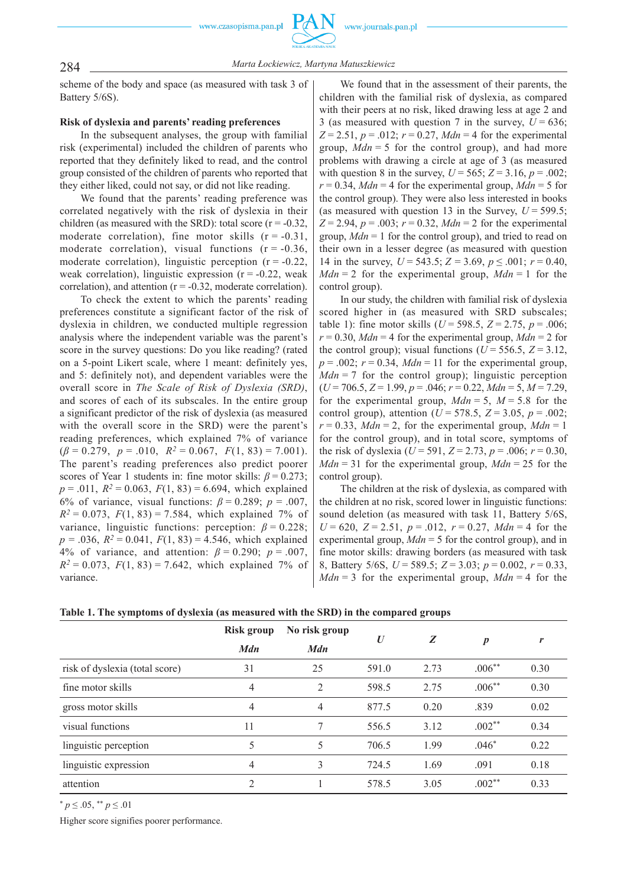scheme of the body and space (as measured with task 3 of Battery 5/6S).

## Risk of dyslexia and parents' reading preferences

In the subsequent analyses, the group with familial risk (experimental) included the children of parents who reported that they definitely liked to read, and the control group consisted of the children of parents who reported that they either liked, could not say, or did not like reading.

We found that the parents' reading preference was correlated negatively with the risk of dyslexia in their children (as measured with the SRD): total score (r = -0.32, moderate correlation), fine motor skills (r = -0.31, moderate correlation), visual functions (r = -0.36, moderate correlation), linguistic perception (r = -0.22, weak correlation), linguistic expression (r = -0.22, weak correlation), and attention (r = -0.32, moderate correlation).

To check the extent to which the parents' reading preferences constitute a significant factor of the risk of dyslexia in children, we conducted multiple regression analysis where the independent variable was the parent's score in the survey questions: Do you like reading? (rated on a 5-point Likert scale, where 1 meant: definitely yes, and 5: definitely not), and dependent variables were the overall score in *The Scale of Risk of Dyslexia (SRD)*, and scores of each of its subscales. In the entire group a significant predictor of the risk of dyslexia (as measured with the overall score in the SRD) were the parent's reading preferences, which explained 7% of variance ($\beta = 0.279$, $p = .010$, $R^2 = 0.067$, $F(1, 83) = 7.001$). The parent's reading preferences also predict poorer scores of Year 1 students in: fine motor skills: $\beta = 0.273$; $p = .011$, $R^2 = 0.063$, $F(1, 83) = 6.694$, which explained 6% of variance, visual functions: $\beta = 0.289$; $p = .007$, $R^2 = 0.073$, $F(1, 83) = 7.584$, which explained 7% of variance, linguistic functions: perception: $\beta = 0.228$; $p = .036$, $R^2 = 0.041$, $F(1, 83) = 4.546$, which explained 4% of variance, and attention: $\beta = 0.290$; $p = .007$, $R^2 = 0.073$, $F(1, 83) = 7.642$, which explained 7% of variance.

We found that in the assessment of their parents, the children with the familial risk of dyslexia, as compared with their peers at no risk, liked drawing less at age 2 and 3 (as measured with question 7 in the survey, $U = 636$; $Z = 2.51$, $p = .012$; $r = 0.27$, $Mdn = 4$ for the experimental group, $Mdn = 5$ for the control group), and had more problems with drawing a circle at age of 3 (as measured with question 8 in the survey, $U = 565$; $Z = 3.16$, $p = .002$; $r = 0.34$, $Mdn = 4$ for the experimental group, $Mdn = 5$ for the control group). They were also less interested in books (as measured with question 13 in the Survey, $U = 599.5$; $Z = 2.94$, $p = .003$; $r = 0.32$, $Mdn = 2$ for the experimental group, $Mdn = 1$ for the control group), and tried to read on their own in a lesser degree (as measured with question 14 in the survey, $U = 543.5$; $Z = 3.69$, $p \leq .001$; $r = 0.40$, $Mdn = 2$ for the experimental group, $Mdn = 1$ for the control group).

In our study, the children with familial risk of dyslexia scored higher in (as measured with SRD subscales; table 1): fine motor skills ($U = 598.5$, $Z = 2.75$, $p = .006$; $r = 0.30$, $Mdn = 4$ for the experimental group, $Mdn = 2$ for the control group); visual functions ($U = 556.5$, $Z = 3.12$, $p = .002$; $r = 0.34$, $Mdn = 11$ for the experimental group, $Mdn = 7$ for the control group); linguistic perception ($U = 706.5$, $Z = 1.99$, $p = .046$; $r = 0.22$, $Mdn = 5$, $M = 7.29$, for the experimental group, $Mdn = 5$, $M = 5.8$ for the control group), attention ($U = 578.5$, $Z = 3.05$, $p = .002$; $r = 0.33$, $Mdn = 2$, for the experimental group, $Mdn = 1$ for the control group), and in total score, symptoms of the risk of dyslexia ($U = 591$, $Z = 2.73$, $p = .006$; $r = 0.30$, $Mdn = 31$ for the experimental group, $Mdn = 25$ for the control group).

The children at the risk of dyslexia, as compared with the children at no risk, scored lower in linguistic functions: sound deletion (as measured with task 11, Battery 5/6S, $U = 620$, $Z = 2.51$, $p = .012$, $r = 0.27$, $Mdn = 4$ for the experimental group, $Mdn = 5$ for the control group), and in fine motor skills: drawing borders (as measured with task 8, Battery 5/6S, $U = 589.5$; $Z = 3.03$; $p = 0.002$, $r = 0.33$, $Mdn = 3$ for the experimental group, $Mdn = 4$ for the

**Table 1. The symptoms of dyslexia (as measured with the SRD) in the compared groups**

| | Risk group | No risk group | $U$ | $Z$ | $p$ | $r$ |
|---|---|---|---|---|---|---|
| | $Mdn$ | $Mdn$ | | | | |
| risk of dyslexia (total score) | 31 | 25 | 591.0 | 2.73 | .006** | 0.30 |
| fine motor skills | 4 | 2 | 598.5 | 2.75 | .006** | 0.30 |
| gross motor skills | 4 | 4 | 877.5 | 0.20 | .839 | 0.02 |
| visual functions | 11 | 7 | 556.5 | 3.12 | .002** | 0.34 |
| linguistic perception | 5 | 5 | 706.5 | 1.99 | .046* | 0.22 |
| linguistic expression | 4 | 3 | 724.5 | 1.69 | .091 | 0.18 |
| attention | 2 | 1 | 578.5 | 3.05 | .002** | 0.33 |

* $p \leq .05$, ** $p \leq .01$

Higher score signifies poorer performance.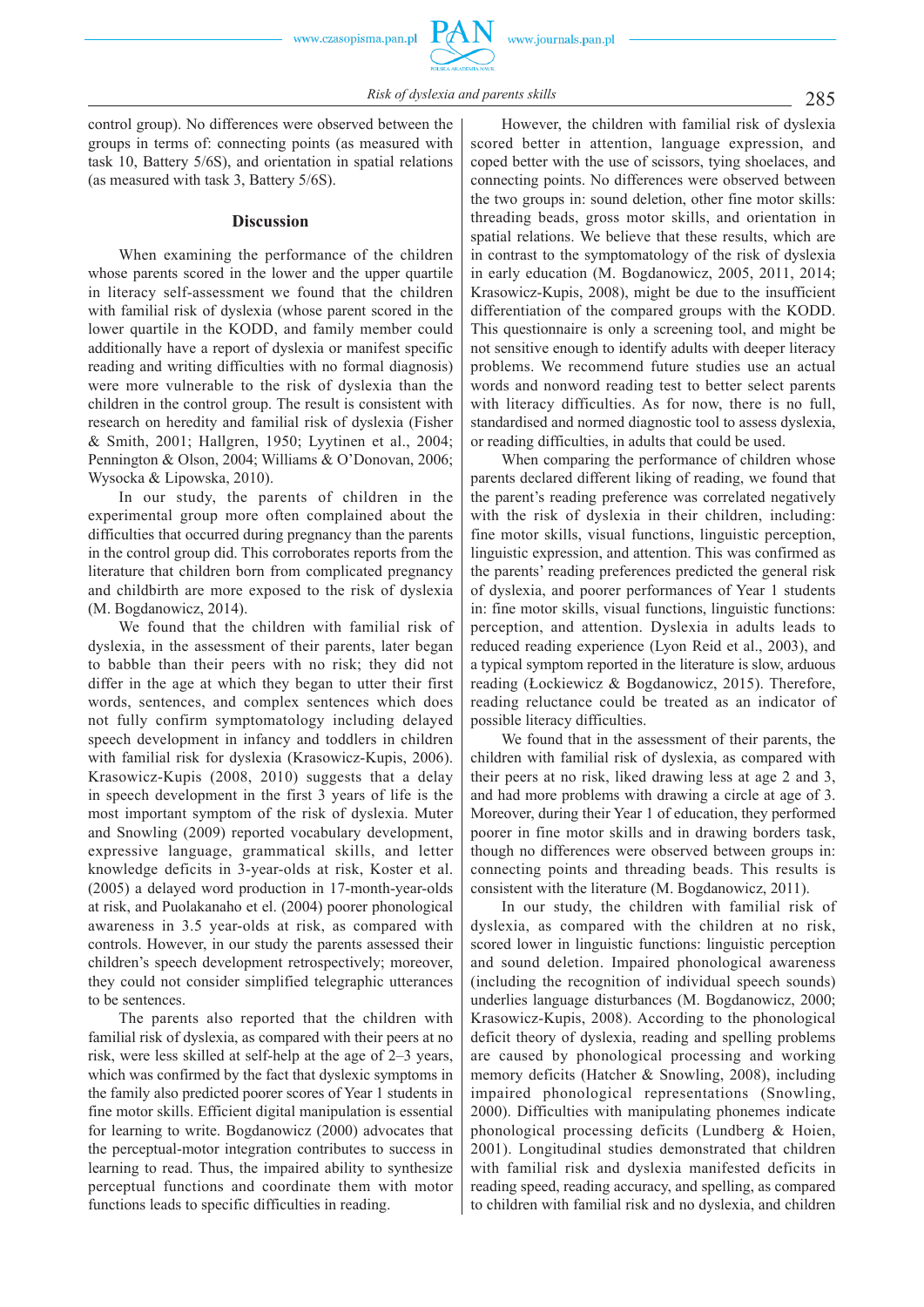control group). No differences were observed between the groups in terms of: connecting points (as measured with task 10, Battery 5/6S), and orientation in spatial relations (as measured with task 3, Battery 5/6S).

## Discussion

When examining the performance of the children whose parents scored in the lower and the upper quartile in literacy self-assessment we found that the children with familial risk of dyslexia (whose parent scored in the lower quartile in the KODD, and family member could additionally have a report of dyslexia or manifest specific reading and writing difficulties with no formal diagnosis) were more vulnerable to the risk of dyslexia than the children in the control group. The result is consistent with research on heredity and familial risk of dyslexia (Fisher & Smith, 2001; Hallgren, 1950; Lyytinen et al., 2004; Pennington & Olson, 2004; Williams & O'Donovan, 2006; Wysocka & Lipowska, 2010).

In our study, the parents of children in the experimental group more often complained about the difficulties that occurred during pregnancy than the parents in the control group did. This corroborates reports from the literature that children born from complicated pregnancy and childbirth are more exposed to the risk of dyslexia (M. Bogdanowicz, 2014).

We found that the children with familial risk of dyslexia, in the assessment of their parents, later began to babble than their peers with no risk; they did not differ in the age at which they began to utter their first words, sentences, and complex sentences which does not fully confirm symptomatology including delayed speech development in infancy and toddlers in children with familial risk for dyslexia (Krasowicz-Kupis, 2006). Krasowicz-Kupis (2008, 2010) suggests that a delay in speech development in the first 3 years of life is the most important symptom of the risk of dyslexia. Muter and Snowling (2009) reported vocabulary development, expressive language, grammatical skills, and letter knowledge deficits in 3-year-olds at risk, Koster et al. (2005) a delayed word production in 17-month-year-olds at risk, and Puolakanaho et el. (2004) poorer phonological awareness in 3.5 year-olds at risk, as compared with controls. However, in our study the parents assessed their children's speech development retrospectively; moreover, they could not consider simplified telegraphic utterances to be sentences.

The parents also reported that the children with familial risk of dyslexia, as compared with their peers at no risk, were less skilled at self-help at the age of 2–3 years, which was confirmed by the fact that dyslexic symptoms in the family also predicted poorer scores of Year 1 students in fine motor skills. Efficient digital manipulation is essential for learning to write. Bogdanowicz (2000) advocates that the perceptual-motor integration contributes to success in learning to read. Thus, the impaired ability to synthesize perceptual functions and coordinate them with motor functions leads to specific difficulties in reading.

However, the children with familial risk of dyslexia scored better in attention, language expression, and coped better with the use of scissors, tying shoelaces, and connecting points. No differences were observed between the two groups in: sound deletion, other fine motor skills: threading beads, gross motor skills, and orientation in spatial relations. We believe that these results, which are in contrast to the symptomatology of the risk of dyslexia in early education (M. Bogdanowicz, 2005, 2011, 2014; Krasowicz-Kupis, 2008), might be due to the insufficient differentiation of the compared groups with the KODD. This questionnaire is only a screening tool, and might be not sensitive enough to identify adults with deeper literacy problems. We recommend future studies use an actual words and nonword reading test to better select parents with literacy difficulties. As for now, there is no full, standardised and normed diagnostic tool to assess dyslexia, or reading difficulties, in adults that could be used.

When comparing the performance of children whose parents declared different liking of reading, we found that the parent's reading preference was correlated negatively with the risk of dyslexia in their children, including: fine motor skills, visual functions, linguistic perception, linguistic expression, and attention. This was confirmed as the parents' reading preferences predicted the general risk of dyslexia, and poorer performances of Year 1 students in: fine motor skills, visual functions, linguistic functions: perception, and attention. Dyslexia in adults leads to reduced reading experience (Lyon Reid et al., 2003), and a typical symptom reported in the literature is slow, arduous reading (Łockiewicz & Bogdanowicz, 2015). Therefore, reading reluctance could be treated as an indicator of possible literacy difficulties.

We found that in the assessment of their parents, the children with familial risk of dyslexia, as compared with their peers at no risk, liked drawing less at age 2 and 3, and had more problems with drawing a circle at age of 3. Moreover, during their Year 1 of education, they performed poorer in fine motor skills and in drawing borders task, though no differences were observed between groups in: connecting points and threading beads. This results is consistent with the literature (M. Bogdanowicz, 2011).

In our study, the children with familial risk of dyslexia, as compared with the children at no risk, scored lower in linguistic functions: linguistic perception and sound deletion. Impaired phonological awareness (including the recognition of individual speech sounds) underlies language disturbances (M. Bogdanowicz, 2000; Krasowicz-Kupis, 2008). According to the phonological deficit theory of dyslexia, reading and spelling problems are caused by phonological processing and working memory deficits (Hatcher & Snowling, 2008), including impaired phonological representations (Snowling, 2000). Difficulties with manipulating phonemes indicate phonological processing deficits (Lundberg & Hoien, 2001). Longitudinal studies demonstrated that children with familial risk and dyslexia manifested deficits in reading speed, reading accuracy, and spelling, as compared to children with familial risk and no dyslexia, and children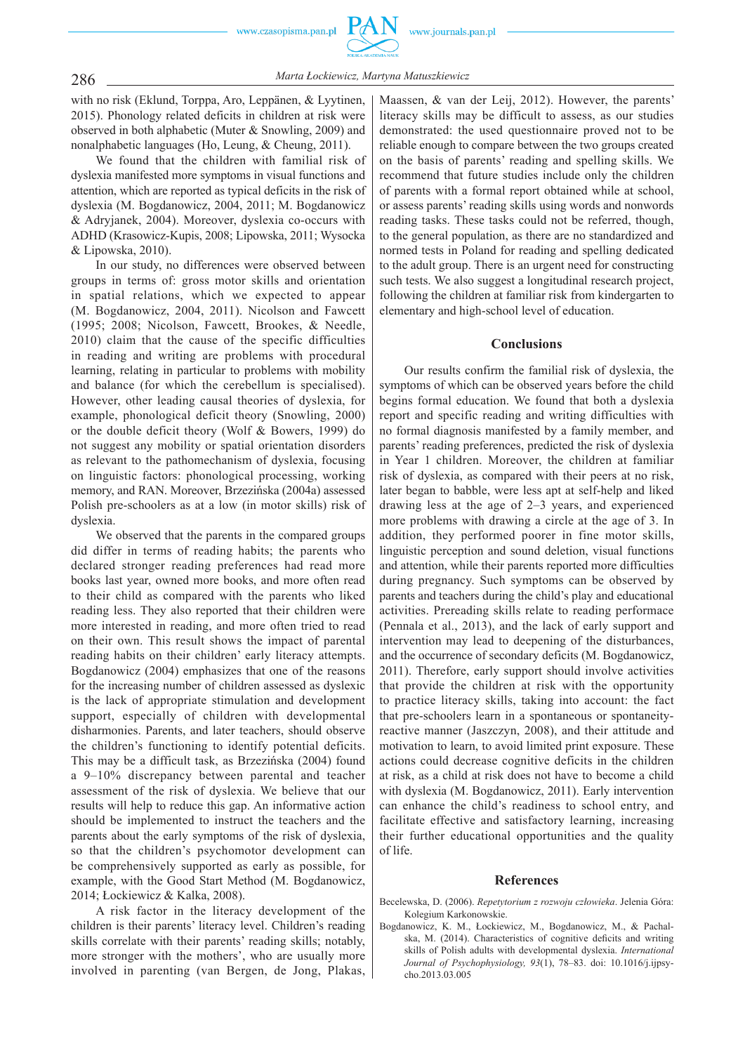with no risk (Eklund, Torppa, Aro, Leppänen, & Lyytinen, 2015). Phonology related deficits in children at risk were observed in both alphabetic (Muter & Snowling, 2009) and nonalphabetic languages (Ho, Leung, & Cheung, 2011).

We found that the children with familial risk of dyslexia manifested more symptoms in visual functions and attention, which are reported as typical deficits in the risk of dyslexia (M. Bogdanowicz, 2004, 2011; M. Bogdanowicz & Adryjanek, 2004). Moreover, dyslexia co-occurs with ADHD (Krasowicz-Kupis, 2008; Lipowska, 2011; Wysocka & Lipowska, 2010).

In our study, no differences were observed between groups in terms of: gross motor skills and orientation in spatial relations, which we expected to appear (M. Bogdanowicz, 2004, 2011). Nicolson and Fawcett (1995; 2008; Nicolson, Fawcett, Brookes, & Needle, 2010) claim that the cause of the specific difficulties in reading and writing are problems with procedural learning, relating in particular to problems with mobility and balance (for which the cerebellum is specialised). However, other leading causal theories of dyslexia, for example, phonological deficit theory (Snowling, 2000) or the double deficit theory (Wolf & Bowers, 1999) do not suggest any mobility or spatial orientation disorders as relevant to the pathomechanism of dyslexia, focusing on linguistic factors: phonological processing, working memory, and RAN. Moreover, Brzezińska (2004a) assessed Polish pre-schoolers as at a low (in motor skills) risk of dyslexia.

We observed that the parents in the compared groups did differ in terms of reading habits; the parents who declared stronger reading preferences had read more books last year, owned more books, and more often read to their child as compared with the parents who liked reading less. They also reported that their children were more interested in reading, and more often tried to read on their own. This result shows the impact of parental reading habits on their children' early literacy attempts. Bogdanowicz (2004) emphasizes that one of the reasons for the increasing number of children assessed as dyslexic is the lack of appropriate stimulation and development support, especially of children with developmental disharmonies. Parents, and later teachers, should observe the children's functioning to identify potential deficits. This may be a difficult task, as Brzezińska (2004) found a 9–10% discrepancy between parental and teacher assessment of the risk of dyslexia. We believe that our results will help to reduce this gap. An informative action should be implemented to instruct the teachers and the parents about the early symptoms of the risk of dyslexia, so that the children's psychomotor development can be comprehensively supported as early as possible, for example, with the Good Start Method (M. Bogdanowicz, 2014; Łockiewicz & Kalka, 2008).

A risk factor in the literacy development of the children is their parents' literacy level. Children's reading skills correlate with their parents' reading skills; notably, more stronger with the mothers', who are usually more involved in parenting (van Bergen, de Jong, Plakas, Maassen, & van der Leij, 2012). However, the parents' literacy skills may be difficult to assess, as our studies demonstrated: the used questionnaire proved not to be reliable enough to compare between the two groups created on the basis of parents' reading and spelling skills. We recommend that future studies include only the children of parents with a formal report obtained while at school, or assess parents' reading skills using words and nonwords reading tasks. These tasks could not be referred, though, to the general population, as there are no standardized and normed tests in Poland for reading and spelling dedicated to the adult group. There is an urgent need for constructing such tests. We also suggest a longitudinal research project, following the children at familiar risk from kindergarten to elementary and high-school level of education.

## Conclusions

Our results confirm the familial risk of dyslexia, the symptoms of which can be observed years before the child begins formal education. We found that both a dyslexia report and specific reading and writing difficulties with no formal diagnosis manifested by a family member, and parents' reading preferences, predicted the risk of dyslexia in Year 1 children. Moreover, the children at familiar risk of dyslexia, as compared with their peers at no risk, later began to babble, were less apt at self-help and liked drawing less at the age of 2–3 years, and experienced more problems with drawing a circle at the age of 3. In addition, they performed poorer in fine motor skills, linguistic perception and sound deletion, visual functions and attention, while their parents reported more difficulties during pregnancy. Such symptoms can be observed by parents and teachers during the child's play and educational activities. Prereading skills relate to reading performance (Pennala et al., 2013), and the lack of early support and intervention may lead to deepening of the disturbances, and the occurrence of secondary deficits (M. Bogdanowicz, 2011). Therefore, early support should involve activities that provide the children at risk with the opportunity to practice literacy skills, taking into account: the fact that pre-schoolers learn in a spontaneous or spontaneity-reactive manner (Jaszczyn, 2008), and their attitude and motivation to learn, to avoid limited print exposure. These actions could decrease cognitive deficits in the children at risk, as a child at risk does not have to become a child with dyslexia (M. Bogdanowicz, 2011). Early intervention can enhance the child's readiness to school entry, and facilitate effective and satisfactory learning, increasing their further educational opportunities and the quality of life.

## References

Becelewska, D. (2006). *Repetytorium z rozwoju człowieka*. Jelenia Góra: Kolegium Karkonoskie.

Bogdanowicz, K. M., Łockiewicz, M., Bogdanowicz, M., & Pachalska, M. (2014). Characteristics of cognitive deficits and writing skills of Polish adults with developmental dyslexia. *International Journal of Psychophysiology, 93*(1), 78–83. doi: 10.1016/j.ijpsycho.2013.03.005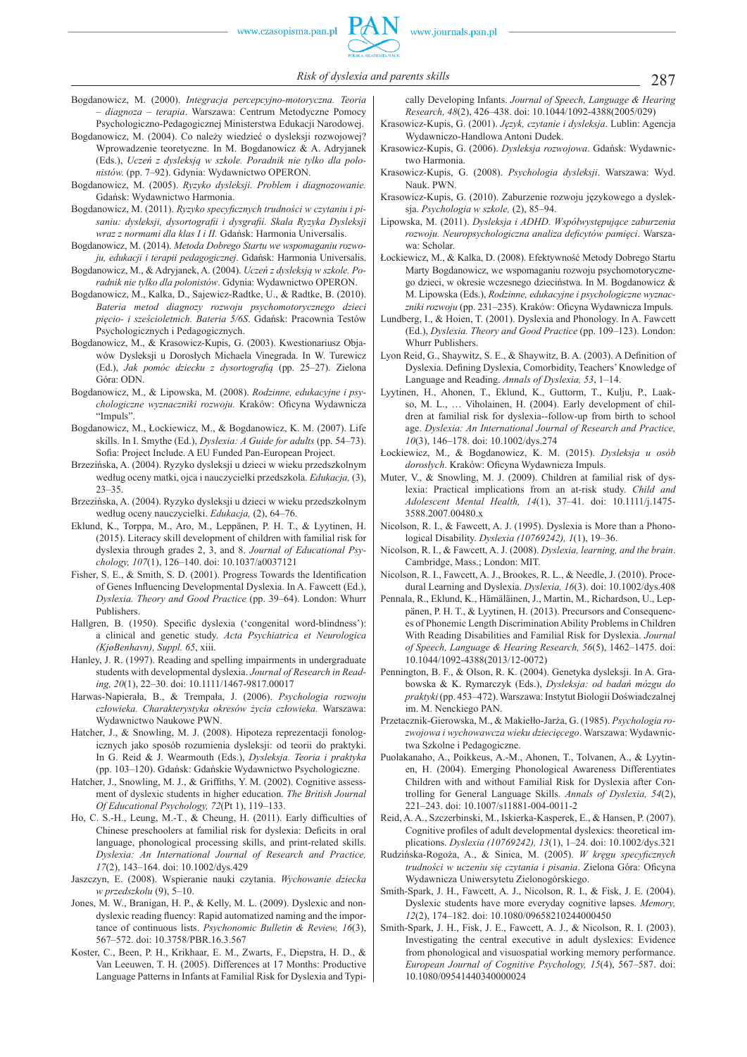Bogdanowicz, M. (2000). *Integracja percepcyjno-motoryczna. Teoria – diagnoza – terapia*. Warszawa: Centrum Metodyczne Pomocy Psychologiczno-Pedagogicznej Ministerstwa Edukacji Narodowej.

Bogdanowicz, M. (2004). Co należy wiedzieć o dysleksji rozwojowej? Wprowadzenie teoretyczne. In M. Bogdanowicz & A. Adryjanek (Eds.), *Uczeń z dysleksją w szkole. Poradnik nie tylko dla polonistów.* (pp. 7–92). Gdynia: Wydawnictwo OPERON.

Bogdanowicz, M. (2005). *Ryzyko dysleksji. Problem i diagnozowanie.* Gdańsk: Wydawnictwo Harmonia.

Bogdanowicz, M. (2011). *Ryzyko specyficznych trudności w czytaniu i pisaniu: dysleksji, dysortografii i dysgrafii. Skala Ryzyka Dysleksji wraz z normami dla klas I i II.* Gdańsk: Harmonia Universalis.

Bogdanowicz, M. (2014). *Metoda Dobrego Startu we wspomaganiu rozwoju, edukacji i terapii pedagogicznej*. Gdańsk: Harmonia Universalis.

Bogdanowicz, M., & Adryjanek, A. (2004). *Uczeń z dysleksją w szkole. Poradnik nie tylko dla polonistów*. Gdynia: Wydawnictwo OPERON.

Bogdanowicz, M., Kalka, D., Sajewicz-Radtke, U., & Radtke, B. (2010). *Bateria metod diagnozy rozwoju psychomotorycznego dzieci pięcio- i sześcioletnich. Bateria 5/6S.* Gdańsk: Pracownia Testów Psychologicznych i Pedagogicznych.

Bogdanowicz, M., & Krasowicz-Kupis, G. (2003). Kwestionariusz Objawów Dysleksji u Dorosłych Michaela Vinegrada. In W. Turewicz (Ed.), *Jak pomóc dziecku z dysortografią* (pp. 25–27). Zielona Góra: ODN.

Bogdanowicz, M., & Lipowska, M. (2008). *Rodzinne, edukacyjne i psychologiczne wyznaczniki rozwoju.* Kraków: Oficyna Wydawnicza "Impuls".

Bogdanowicz, M., Łockiewicz, M., & Bogdanowicz, K. M. (2007). Life skills. In I. Smythe (Ed.), *Dyslexia: A Guide for adults* (pp. 54–73). Sofia: Project Include. A EU Funded Pan-European Project.

Brzezińska, A. (2004). Ryzyko dysleksji u dzieci w wieku przedszkolnym według oceny matki, ojca i nauczycielki przedszkola. *Edukacja,* (3), 23–35.

Brzezińska, A. (2004). Ryzyko dysleksji u dzieci w wieku przedszkolnym według oceny nauczycieli. *Edukacja,* (2), 64–76.

Eklund, K., Torppa, M., Aro, M., Leppänen, P. H. T., & Lyytinen, H. (2015). Literacy skill development of children with familial risk for dyslexia through grades 2, 3, and 8. *Journal of Educational Psychology, 107*(1), 126–140. doi: 10.1037/a0037121

Fisher, S. E., & Smith, S. D. (2001). Progress Towards the Identification of Genes Influencing Developmental Dyslexia. In A. Fawcett (Ed.), *Dyslexia. Theory and Good Practice* (pp. 39–64). London: Whurr Publishers.

Hallgren, B. (1950). Specific dyslexia ('congenital word-blindness'): a clinical and genetic study. *Acta Psychiatrica et Neurologica (KjøBenhavn), Suppl. 65*, xiii.

Hanley, J. R. (1997). Reading and spelling impairments in undergraduate students with developmental dyslexia. *Journal of Research in Reading, 20*(1), 22–30. doi: 10.1111/1467-9817.00017

Harwas-Napierała, B., & Trempała, J. (2006). *Psychologia rozwoju człowieka. Charakterystyka okresów życia człowieka.* Warszawa: Wydawnictwo Naukowe PWN.

Hatcher, J., & Snowling, M. J. (2008). Hipoteza reprezentacji fonologicznych jako sposób rozumienia dysleksji: od teorii do praktyki. In G. Reid & J. Wearmouth (Eds.), *Dysleksja. Teoria i praktyka* (pp. 103–120). Gdańsk: Gdańskie Wydawnictwo Psychologiczne.

Hatcher, J., Snowling, M. J., & Griffiths, Y. M. (2002). Cognitive assessment of dyslexic students in higher education. *The British Journal Of Educational Psychology, 72*(Pt 1), 119–133.

Ho, C. S.-H., Leung, M.-T., & Cheung, H. (2011). Early difficulties of Chinese preschoolers at familial risk for dyslexia: Deficits in oral language, phonological processing skills, and print-related skills. *Dyslexia: An International Journal of Research and Practice, 17*(2), 143–164. doi: 10.1002/dys.429

Jaszczyn, E. (2008). Wspieranie nauki czytania. *Wychowanie dziecka w przedszkolu* (9), 5–10.

Jones, M. W., Branigan, H. P., & Kelly, M. L. (2009). Dyslexic and nondyslexic reading fluency: Rapid automatized naming and the importance of continuous lists. *Psychonomic Bulletin & Review, 16*(3), 567–572. doi: 10.3758/PBR.16.3.567

Koster, C., Been, P. H., Krikhaar, E. M., Zwarts, F., Diepstra, H. D., & Van Leeuwen, T. H. (2005). Differences at 17 Months: Productive Language Patterns in Infants at Familial Risk for Dyslexia and Typically Developing Infants. *Journal of Speech, Language & Hearing Research, 48*(2), 426–438. doi: 10.1044/1092-4388(2005/029)

Krasowicz-Kupis, G. (2001). *Język, czytanie i dysleksja*. Lublin: Agencja Wydawniczo-Handlowa Antoni Dudek.

Krasowicz-Kupis, G. (2006). *Dysleksja rozwojowa*. Gdańsk: Wydawnictwo Harmonia.

Krasowicz-Kupis, G. (2008). *Psychologia dysleksji*. Warszawa: Wyd. Nauk. PWN.

Krasowicz-Kupis, G. (2010). Zaburzenie rozwoju językowego a dysleksja. *Psychologia w szkole,* (2), 85–94.

Lipowska, M. (2011). *Dysleksja i ADHD. Współwystępujące zaburzenia rozwoju. Neuropsychologiczna analiza deficytów pamięci*. Warszawa: Scholar.

Łockiewicz, M., & Kalka, D. (2008). Efektywność Metody Dobrego Startu Marty Bogdanowicz, we wspomaganiu rozwoju psychomotorycznego dzieci, w okresie wczesnego dzieciństwa. In M. Bogdanowicz & M. Lipowska (Eds.), *Rodzinne, edukacyjne i psychologiczne wyznaczniki rozwoju* (pp. 231–235). Kraków: Oficyna Wydawnicza Impuls.

Lundberg, I., & Hoien, T. (2001). Dyslexia and Phonology. In A. Fawcett (Ed.), *Dyslexia. Theory and Good Practice* (pp. 109–123). London: Whurr Publishers.

Lyon Reid, G., Shaywitz, S. E., & Shaywitz, B. A. (2003). A Definition of Dyslexia. Defining Dyslexia, Comorbidity, Teachers' Knowledge of Language and Reading. *Annals of Dyslexia, 53*, 1–14.

Lyytinen, H., Ahonen, T., Eklund, K., Guttorm, T., Kulju, P., Laakso, M. L., … Viholainen, H. (2004). Early development of children at familial risk for dyslexia--follow-up from birth to school age. *Dyslexia: An International Journal of Research and Practice, 10*(3), 146–178. doi: 10.1002/dys.274

Łockiewicz, M., & Bogdanowicz, K. M. (2015). *Dysleksja u osób dorosłych*. Kraków: Oficyna Wydawnicza Impuls.

Muter, V., & Snowling, M. J. (2009). Children at familial risk of dyslexia: Practical implications from an at-risk study. *Child and Adolescent Mental Health, 14*(1), 37–41. doi: 10.1111/j.1475-3588.2007.00480.x

Nicolson, R. I., & Fawcett, A. J. (1995). Dyslexia is More than a Phonological Disability. *Dyslexia (10769242), 1*(1), 19–36.

Nicolson, R. I., & Fawcett, A. J. (2008). *Dyslexia, learning, and the brain*. Cambridge, Mass.; London: MIT.

Nicolson, R. I., Fawcett, A. J., Brookes, R. L., & Needle, J. (2010). Procedural Learning and Dyslexia. *Dyslexia, 16*(3). doi: 10.1002/dys.408

Pennala, R., Eklund, K., Hämäläinen, J., Martin, M., Richardson, U., Leppänen, P. H. T., & Lyytinen, H. (2013). Precursors and Consequences of Phonemic Length Discrimination Ability Problems in Children With Reading Disabilities and Familial Risk for Dyslexia. *Journal of Speech, Language & Hearing Research, 56*(5), 1462–1475. doi: 10.1044/1092-4388(2013/12-0072)

Pennington, B. F., & Olson, R. K. (2004). Genetyka dysleksji. In A. Grabowska & K. Rymarczyk (Eds.), *Dysleksja: od badań mózgu do praktyki* (pp. 453–472). Warszawa: Instytut Biologii Doświadczalnej im. M. Nenckiego PAN.

Przetacznik-Gierowska, M., & Makiełło-Jarża, G. (1985). *Psychologia rozwojowa i wychowawcza wieku dziecięcego*. Warszawa: Wydawnictwa Szkolne i Pedagogiczne.

Puolakanaho, A., Poikkeus, A.-M., Ahonen, T., Tolvanen, A., & Lyytinen, H. (2004). Emerging Phonological Awareness Differentiates Children with and without Familial Risk for Dyslexia after Controlling for General Language Skills. *Annals of Dyslexia, 54*(2), 221–243. doi: 10.1007/s11881-004-0011-2

Reid, A. A., Szczerbinski, M., Iskierka-Kasperek, E., & Hansen, P. (2007). Cognitive profiles of adult developmental dyslexics: theoretical implications. *Dyslexia (10769242), 13*(1), 1–24. doi: 10.1002/dys.321

Rudzińska-Rogoża, A., & Sinica, M. (2005). *W kręgu specyficznych trudności w uczeniu się czytania i pisania*. Zielona Góra: Oficyna Wydawnicza Uniwersytetu Zielonogórskiego.

Smith-Spark, J. H., Fawcett, A. J., Nicolson, R. I., & Fisk, J. E. (2004). Dyslexic students have more everyday cognitive lapses. *Memory, 12*(2), 174–182. doi: 10.1080/09658210244000450

Smith-Spark, J. H., Fisk, J. E., Fawcett, A. J., & Nicolson, R. I. (2003). Investigating the central executive in adult dyslexics: Evidence from phonological and visuospatial working memory performance. *European Journal of Cognitive Psychology, 15*(4), 567–587. doi: 10.1080/09541440340000024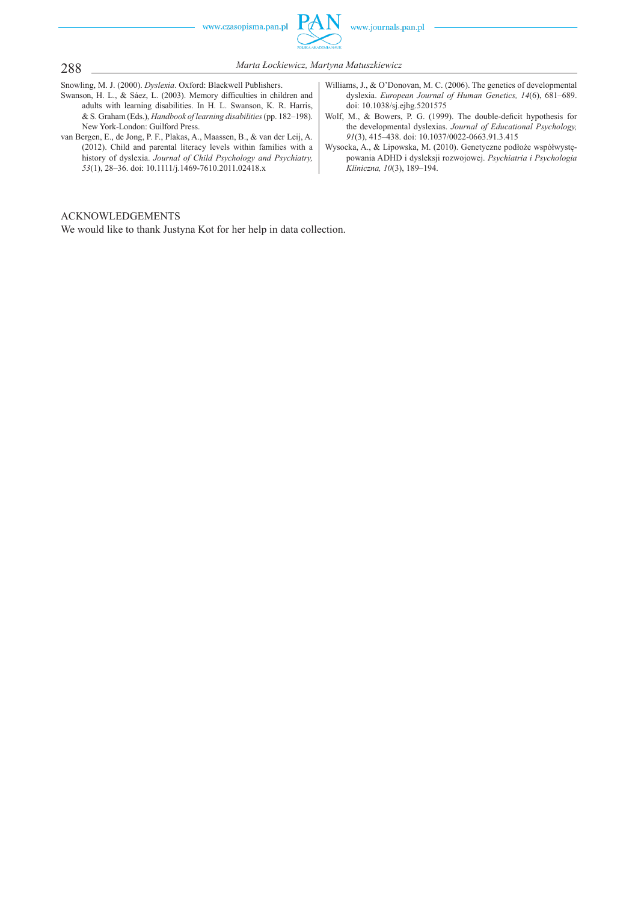Snowling, M. J. (2000). *Dyslexia*. Oxford: Blackwell Publishers.

Swanson, H. L., & Sáez, L. (2003). Memory difficulties in children and adults with learning disabilities. In H. L. Swanson, K. R. Harris, & S. Graham (Eds.), *Handbook of learning disabilities* (pp. 182–198). New York-London: Guilford Press.

van Bergen, E., de Jong, P. F., Plakas, A., Maassen, B., & van der Leij, A. (2012). Child and parental literacy levels within families with a history of dyslexia. *Journal of Child Psychology and Psychiatry, 53*(1), 28–36. doi: 10.1111/j.1469-7610.2011.02418.x

Williams, J., & O'Donovan, M. C. (2006). The genetics of developmental dyslexia. *European Journal of Human Genetics, 14*(6), 681–689. doi: 10.1038/sj.ejhg.5201575

Wolf, M., & Bowers, P. G. (1999). The double-deficit hypothesis for the developmental dyslexias. *Journal of Educational Psychology, 91*(3), 415–438. doi: 10.1037/0022-0663.91.3.415

Wysocka, A., & Lipowska, M. (2010). Genetyczne podłoże współwystępowania ADHD i dysleksji rozwojowej. *Psychiatria i Psychologia Kliniczna, 10*(3), 189–194.

## ACKNOWLEDGEMENTS

We would like to thank Justyna Kot for her help in data collection.